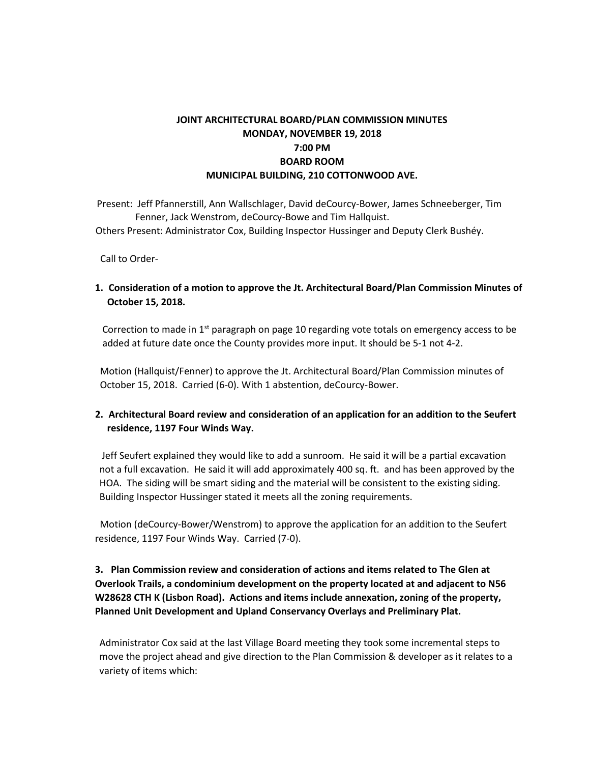# JOINT ARCHITECTURAL BOARD/PLAN COMMISSION MINUTES
## MONDAY, NOVEMBER 19, 2018
## 7:00 PM
## BOARD ROOM
## MUNICIPAL BUILDING, 210 COTTONWOOD AVE.

Present: Jeff Pfannerstill, Ann Wallschlager, David deCourcy-Bower, James Schneeberger, Tim Fenner, Jack Wenstrom, deCourcy-Bowe and Tim Hallquist.

Others Present: Administrator Cox, Building Inspector Hussinger and Deputy Clerk Bushéy.

Call to Order-

**1. Consideration of a motion to approve the Jt. Architectural Board/Plan Commission Minutes of October 15, 2018.**

Correction to made in 1st paragraph on page 10 regarding vote totals on emergency access to be added at future date once the County provides more input. It should be 5-1 not 4-2.

Motion (Hallquist/Fenner) to approve the Jt. Architectural Board/Plan Commission minutes of October 15, 2018. Carried (6-0). With 1 abstention, deCourcy-Bower.

**2. Architectural Board review and consideration of an application for an addition to the Seufert residence, 1197 Four Winds Way.**

Jeff Seufert explained they would like to add a sunroom. He said it will be a partial excavation not a full excavation. He said it will add approximately 400 sq. ft. and has been approved by the HOA. The siding will be smart siding and the material will be consistent to the existing siding. Building Inspector Hussinger stated it meets all the zoning requirements.

Motion (deCourcy-Bower/Wenstrom) to approve the application for an addition to the Seufert residence, 1197 Four Winds Way. Carried (7-0).

**3. Plan Commission review and consideration of actions and items related to The Glen at Overlook Trails, a condominium development on the property located at and adjacent to N56 W28628 CTH K (Lisbon Road). Actions and items include annexation, zoning of the property, Planned Unit Development and Upland Conservancy Overlays and Preliminary Plat.**

Administrator Cox said at the last Village Board meeting they took some incremental steps to move the project ahead and give direction to the Plan Commission & developer as it relates to a variety of items which: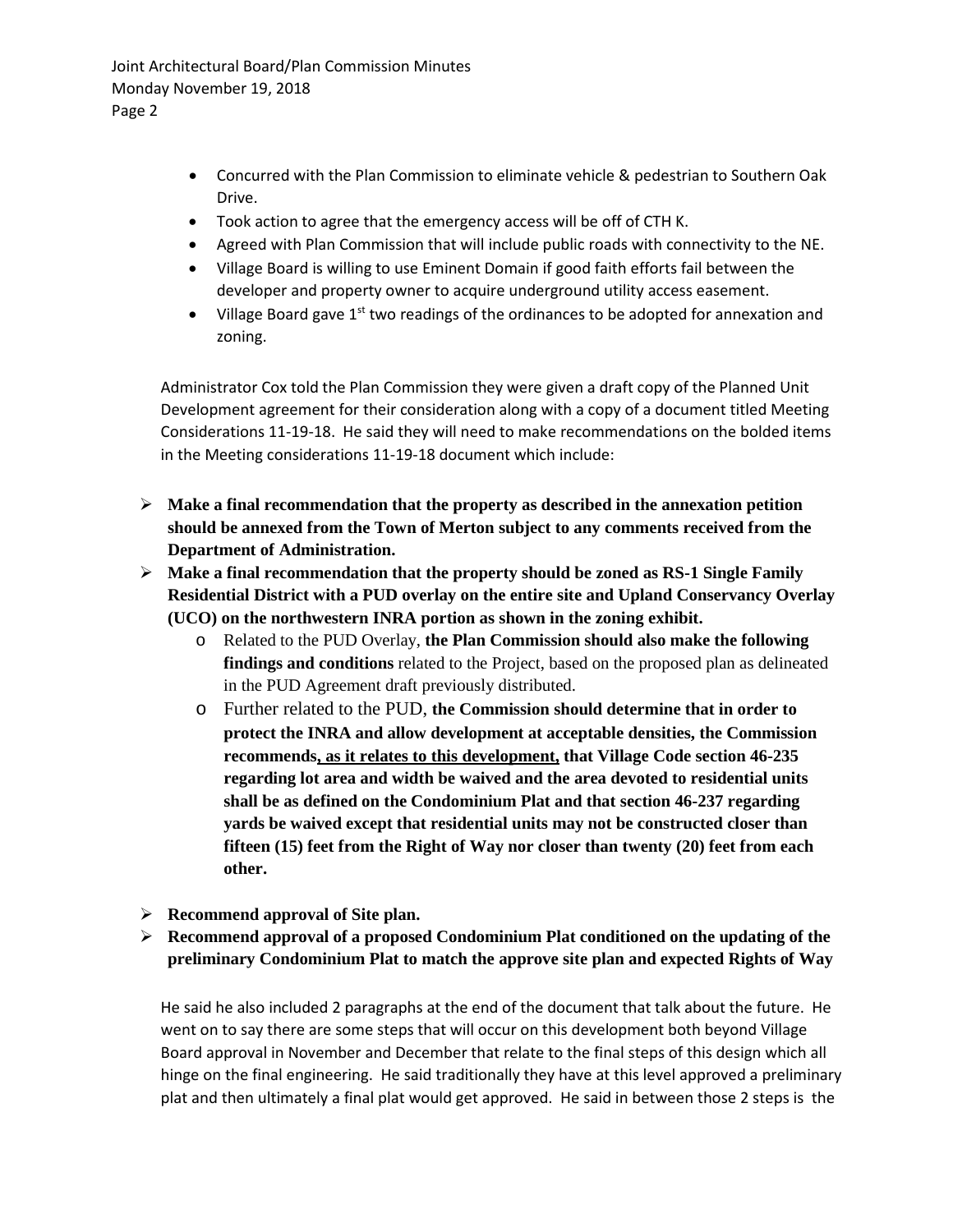- Concurred with the Plan Commission to eliminate vehicle & pedestrian to Southern Oak Drive.
- Took action to agree that the emergency access will be off of CTH K.
- Agreed with Plan Commission that will include public roads with connectivity to the NE.
- Village Board is willing to use Eminent Domain if good faith efforts fail between the developer and property owner to acquire underground utility access easement.
- Village Board gave 1st two readings of the ordinances to be adopted for annexation and zoning.

Administrator Cox told the Plan Commission they were given a draft copy of the Planned Unit Development agreement for their consideration along with a copy of a document titled Meeting Considerations 11-19-18. He said they will need to make recommendations on the bolded items in the Meeting considerations 11-19-18 document which include:

- **Make a final recommendation that the property as described in the annexation petition should be annexed from the Town of Merton subject to any comments received from the Department of Administration.**
- **Make a final recommendation that the property should be zoned as RS-1 Single Family Residential District with a PUD overlay on the entire site and Upland Conservancy Overlay (UCO) on the northwestern INRA portion as shown in the zoning exhibit.**
  - Related to the PUD Overlay, **the Plan Commission should also make the following findings and conditions** related to the Project, based on the proposed plan as delineated in the PUD Agreement draft previously distributed.
  - Further related to the PUD, **the Commission should determine that in order to protect the INRA and allow development at acceptable densities, the Commission recommends, as it relates to this development, that Village Code section 46-235 regarding lot area and width be waived and the area devoted to residential units shall be as defined on the Condominium Plat and that section 46-237 regarding yards be waived except that residential units may not be constructed closer than fifteen (15) feet from the Right of Way nor closer than twenty (20) feet from each other.**
- **Recommend approval of Site plan.**
- **Recommend approval of a proposed Condominium Plat conditioned on the updating of the preliminary Condominium Plat to match the approve site plan and expected Rights of Way**

He said he also included 2 paragraphs at the end of the document that talk about the future. He went on to say there are some steps that will occur on this development both beyond Village Board approval in November and December that relate to the final steps of this design which all hinge on the final engineering. He said traditionally they have at this level approved a preliminary plat and then ultimately a final plat would get approved. He said in between those 2 steps is the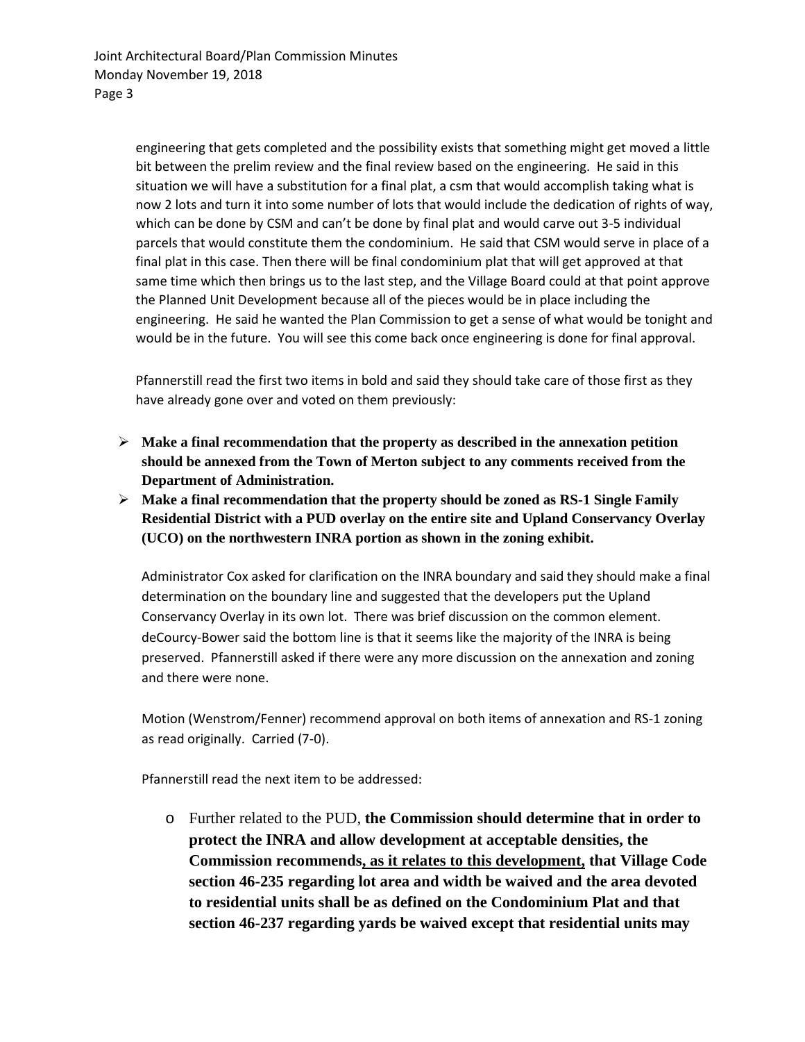engineering that gets completed and the possibility exists that something might get moved a little bit between the prelim review and the final review based on the engineering. He said in this situation we will have a substitution for a final plat, a csm that would accomplish taking what is now 2 lots and turn it into some number of lots that would include the dedication of rights of way, which can be done by CSM and can't be done by final plat and would carve out 3-5 individual parcels that would constitute them the condominium. He said that CSM would serve in place of a final plat in this case. Then there will be final condominium plat that will get approved at that same time which then brings us to the last step, and the Village Board could at that point approve the Planned Unit Development because all of the pieces would be in place including the engineering. He said he wanted the Plan Commission to get a sense of what would be tonight and would be in the future. You will see this come back once engineering is done for final approval.

Pfannerstill read the first two items in bold and said they should take care of those first as they have already gone over and voted on them previously:

- **Make a final recommendation that the property as described in the annexation petition should be annexed from the Town of Merton subject to any comments received from the Department of Administration.**
- **Make a final recommendation that the property should be zoned as RS-1 Single Family Residential District with a PUD overlay on the entire site and Upland Conservancy Overlay (UCO) on the northwestern INRA portion as shown in the zoning exhibit.**

Administrator Cox asked for clarification on the INRA boundary and said they should make a final determination on the boundary line and suggested that the developers put the Upland Conservancy Overlay in its own lot. There was brief discussion on the common element. deCourcy-Bower said the bottom line is that it seems like the majority of the INRA is being preserved. Pfannerstill asked if there were any more discussion on the annexation and zoning and there were none.

Motion (Wenstrom/Fenner) recommend approval on both items of annexation and RS-1 zoning as read originally. Carried (7-0).

Pfannerstill read the next item to be addressed:

- Further related to the PUD, **the Commission should determine that in order to protect the INRA and allow development at acceptable densities, the Commission recommends<u>, as it relates to this development,</u> that Village Code section 46-235 regarding lot area and width be waived and the area devoted to residential units shall be as defined on the Condominium Plat and that section 46-237 regarding yards be waived except that residential units may**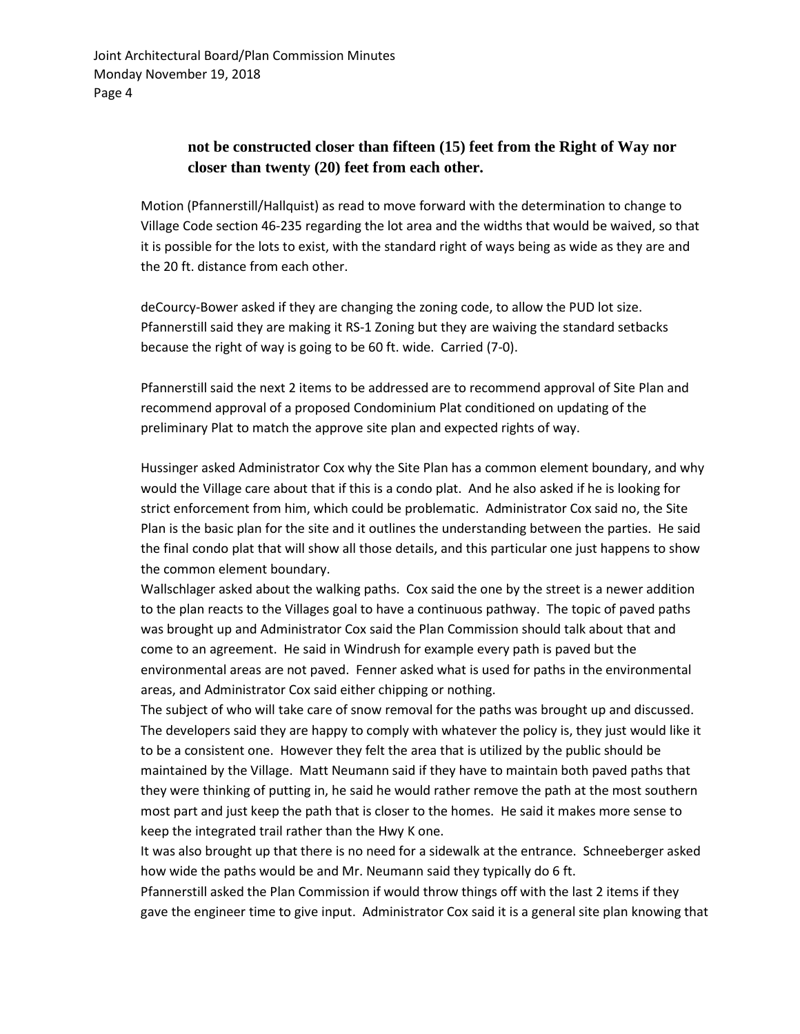**not be constructed closer than fifteen (15) feet from the Right of Way nor closer than twenty (20) feet from each other.**

Motion (Pfannerstill/Hallquist) as read to move forward with the determination to change to Village Code section 46-235 regarding the lot area and the widths that would be waived, so that it is possible for the lots to exist, with the standard right of ways being as wide as they are and the 20 ft. distance from each other.

deCourcy-Bower asked if they are changing the zoning code, to allow the PUD lot size. Pfannerstill said they are making it RS-1 Zoning but they are waiving the standard setbacks because the right of way is going to be 60 ft. wide. Carried (7-0).

Pfannerstill said the next 2 items to be addressed are to recommend approval of Site Plan and recommend approval of a proposed Condominium Plat conditioned on updating of the preliminary Plat to match the approve site plan and expected rights of way.

Hussinger asked Administrator Cox why the Site Plan has a common element boundary, and why would the Village care about that if this is a condo plat. And he also asked if he is looking for strict enforcement from him, which could be problematic. Administrator Cox said no, the Site Plan is the basic plan for the site and it outlines the understanding between the parties. He said the final condo plat that will show all those details, and this particular one just happens to show the common element boundary.

Wallschlager asked about the walking paths. Cox said the one by the street is a newer addition to the plan reacts to the Villages goal to have a continuous pathway. The topic of paved paths was brought up and Administrator Cox said the Plan Commission should talk about that and come to an agreement. He said in Windrush for example every path is paved but the environmental areas are not paved. Fenner asked what is used for paths in the environmental areas, and Administrator Cox said either chipping or nothing.

The subject of who will take care of snow removal for the paths was brought up and discussed. The developers said they are happy to comply with whatever the policy is, they just would like it to be a consistent one. However they felt the area that is utilized by the public should be maintained by the Village. Matt Neumann said if they have to maintain both paved paths that they were thinking of putting in, he said he would rather remove the path at the most southern most part and just keep the path that is closer to the homes. He said it makes more sense to keep the integrated trail rather than the Hwy K one.

It was also brought up that there is no need for a sidewalk at the entrance. Schneeberger asked how wide the paths would be and Mr. Neumann said they typically do 6 ft.

Pfannerstill asked the Plan Commission if would throw things off with the last 2 items if they gave the engineer time to give input. Administrator Cox said it is a general site plan knowing that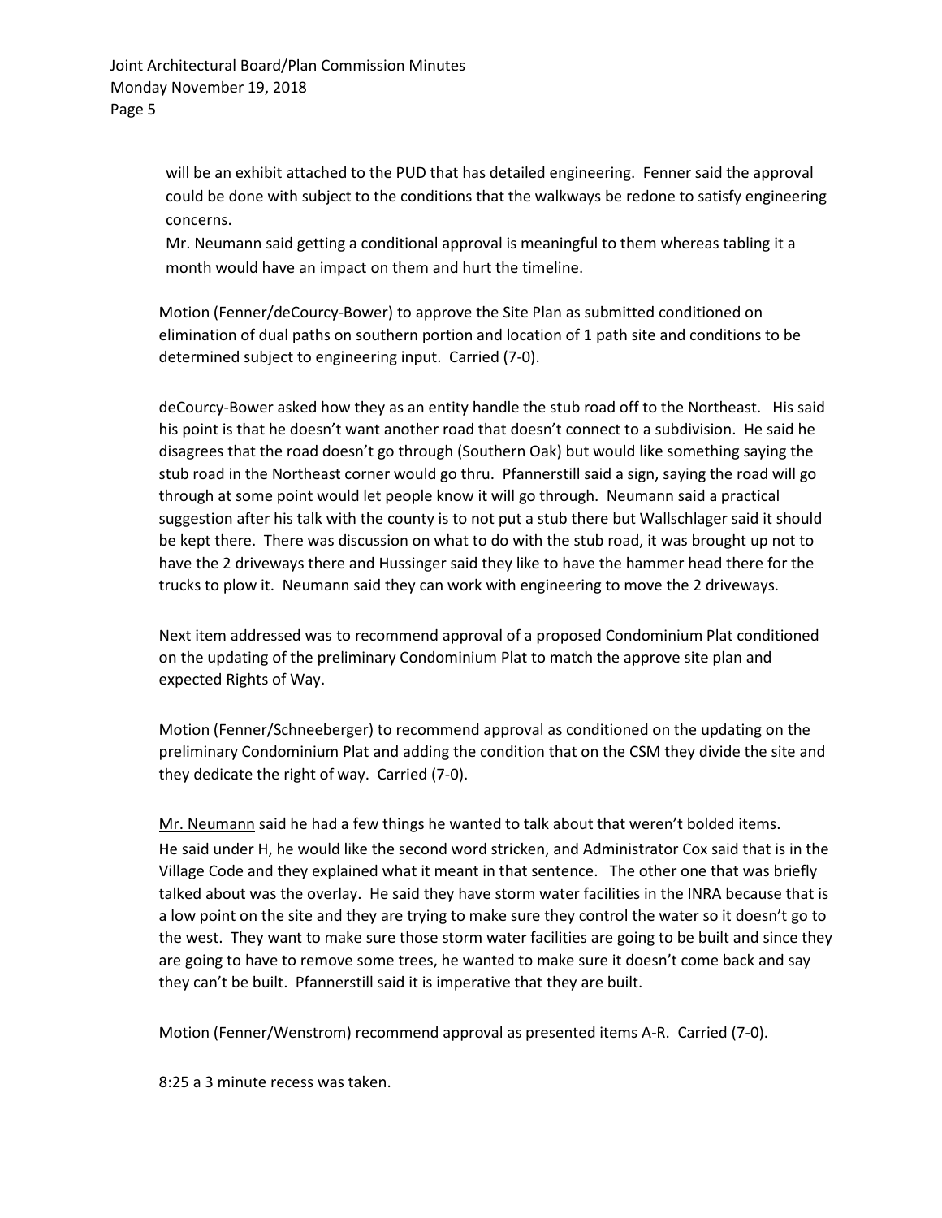will be an exhibit attached to the PUD that has detailed engineering. Fenner said the approval could be done with subject to the conditions that the walkways be redone to satisfy engineering concerns.

Mr. Neumann said getting a conditional approval is meaningful to them whereas tabling it a month would have an impact on them and hurt the timeline.

Motion (Fenner/deCourcy-Bower) to approve the Site Plan as submitted conditioned on elimination of dual paths on southern portion and location of 1 path site and conditions to be determined subject to engineering input. Carried (7-0).

deCourcy-Bower asked how they as an entity handle the stub road off to the Northeast. His said his point is that he doesn't want another road that doesn't connect to a subdivision. He said he disagrees that the road doesn't go through (Southern Oak) but would like something saying the stub road in the Northeast corner would go thru. Pfannerstill said a sign, saying the road will go through at some point would let people know it will go through. Neumann said a practical suggestion after his talk with the county is to not put a stub there but Wallschlager said it should be kept there. There was discussion on what to do with the stub road, it was brought up not to have the 2 driveways there and Hussinger said they like to have the hammer head there for the trucks to plow it. Neumann said they can work with engineering to move the 2 driveways.

Next item addressed was to recommend approval of a proposed Condominium Plat conditioned on the updating of the preliminary Condominium Plat to match the approve site plan and expected Rights of Way.

Motion (Fenner/Schneeberger) to recommend approval as conditioned on the updating on the preliminary Condominium Plat and adding the condition that on the CSM they divide the site and they dedicate the right of way. Carried (7-0).

Mr. Neumann said he had a few things he wanted to talk about that weren't bolded items. He said under H, he would like the second word stricken, and Administrator Cox said that is in the Village Code and they explained what it meant in that sentence. The other one that was briefly talked about was the overlay. He said they have storm water facilities in the INRA because that is a low point on the site and they are trying to make sure they control the water so it doesn't go to the west. They want to make sure those storm water facilities are going to be built and since they are going to have to remove some trees, he wanted to make sure it doesn't come back and say they can't be built. Pfannerstill said it is imperative that they are built.

Motion (Fenner/Wenstrom) recommend approval as presented items A-R. Carried (7-0).

8:25 a 3 minute recess was taken.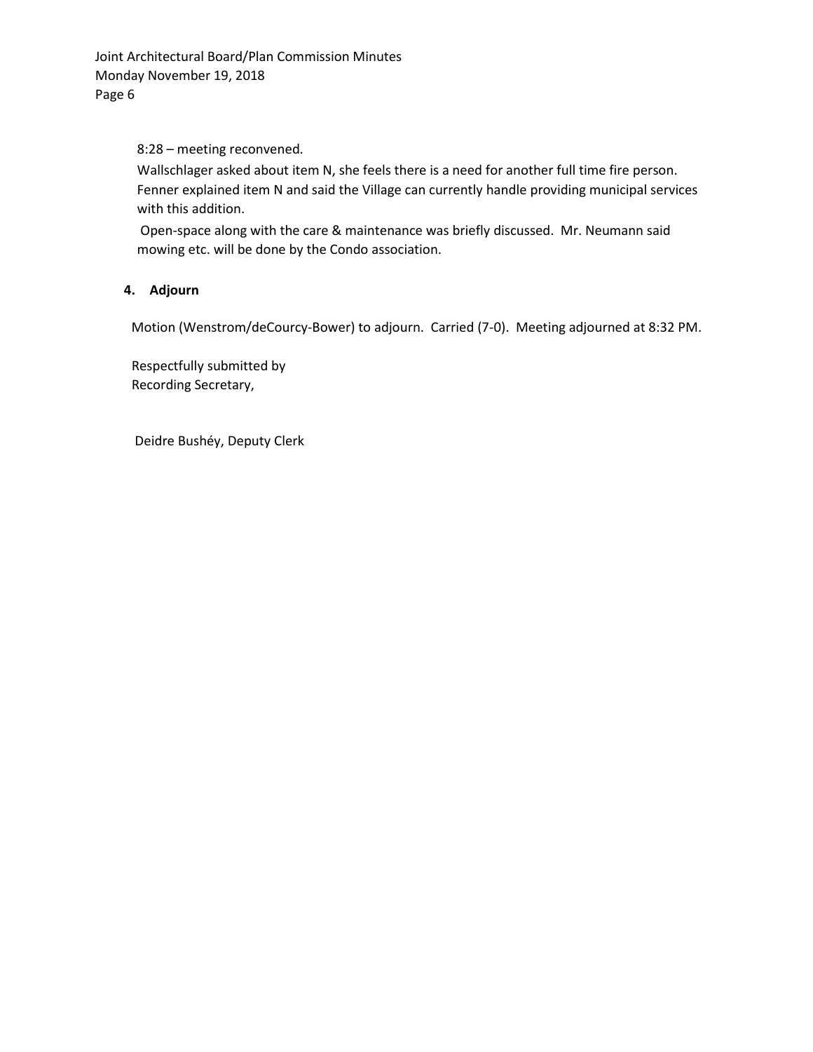8:28 – meeting reconvened.

Wallschlager asked about item N, she feels there is a need for another full time fire person. Fenner explained item N and said the Village can currently handle providing municipal services with this addition.

Open-space along with the care & maintenance was briefly discussed. Mr. Neumann said mowing etc. will be done by the Condo association.

**4. Adjourn**

Motion (Wenstrom/deCourcy-Bower) to adjourn. Carried (7-0). Meeting adjourned at 8:32 PM.

Respectfully submitted by
Recording Secretary,

Deidre Bushéy, Deputy Clerk